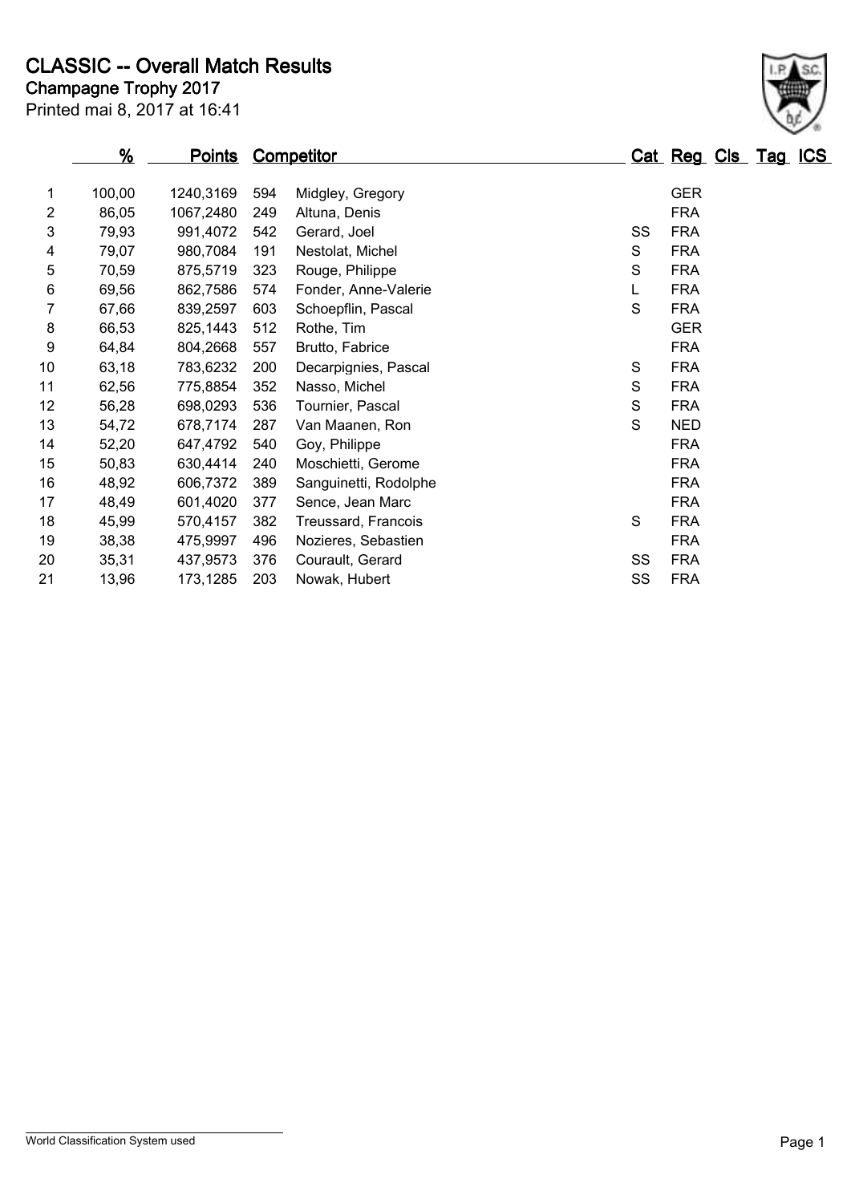# CLASSIC -- Overall Match Results

**Champagne Trophy 2017**

Printed mai 8, 2017 at 16:41

| | % | Points | | Competitor | Cat | Reg | Cls | Tag | ICS |
|---|---|---|---|---|---|---|---|---|---|
| 1 | 100,00 | 1240,3169 | 594 | Midgley, Gregory | | GER | | | |
| 2 | 86,05 | 1067,2480 | 249 | Altuna, Denis | | FRA | | | |
| 3 | 79,93 | 991,4072 | 542 | Gerard, Joel | SS | FRA | | | |
| 4 | 79,07 | 980,7084 | 191 | Nestolat, Michel | S | FRA | | | |
| 5 | 70,59 | 875,5719 | 323 | Rouge, Philippe | S | FRA | | | |
| 6 | 69,56 | 862,7586 | 574 | Fonder, Anne-Valerie | L | FRA | | | |
| 7 | 67,66 | 839,2597 | 603 | Schoepflin, Pascal | S | FRA | | | |
| 8 | 66,53 | 825,1443 | 512 | Rothe, Tim | | GER | | | |
| 9 | 64,84 | 804,2668 | 557 | Brutto, Fabrice | | FRA | | | |
| 10 | 63,18 | 783,6232 | 200 | Decarpignies, Pascal | S | FRA | | | |
| 11 | 62,56 | 775,8854 | 352 | Nasso, Michel | S | FRA | | | |
| 12 | 56,28 | 698,0293 | 536 | Tournier, Pascal | S | FRA | | | |
| 13 | 54,72 | 678,7174 | 287 | Van Maanen, Ron | S | NED | | | |
| 14 | 52,20 | 647,4792 | 540 | Goy, Philippe | | FRA | | | |
| 15 | 50,83 | 630,4414 | 240 | Moschietti, Gerome | | FRA | | | |
| 16 | 48,92 | 606,7372 | 389 | Sanguinetti, Rodolphe | | FRA | | | |
| 17 | 48,49 | 601,4020 | 377 | Sence, Jean Marc | | FRA | | | |
| 18 | 45,99 | 570,4157 | 382 | Treussard, Francois | S | FRA | | | |
| 19 | 38,38 | 475,9997 | 496 | Nozieres, Sebastien | | FRA | | | |
| 20 | 35,31 | 437,9573 | 376 | Courault, Gerard | SS | FRA | | | |
| 21 | 13,96 | 173,1285 | 203 | Nowak, Hubert | SS | FRA | | | |

World Classification System used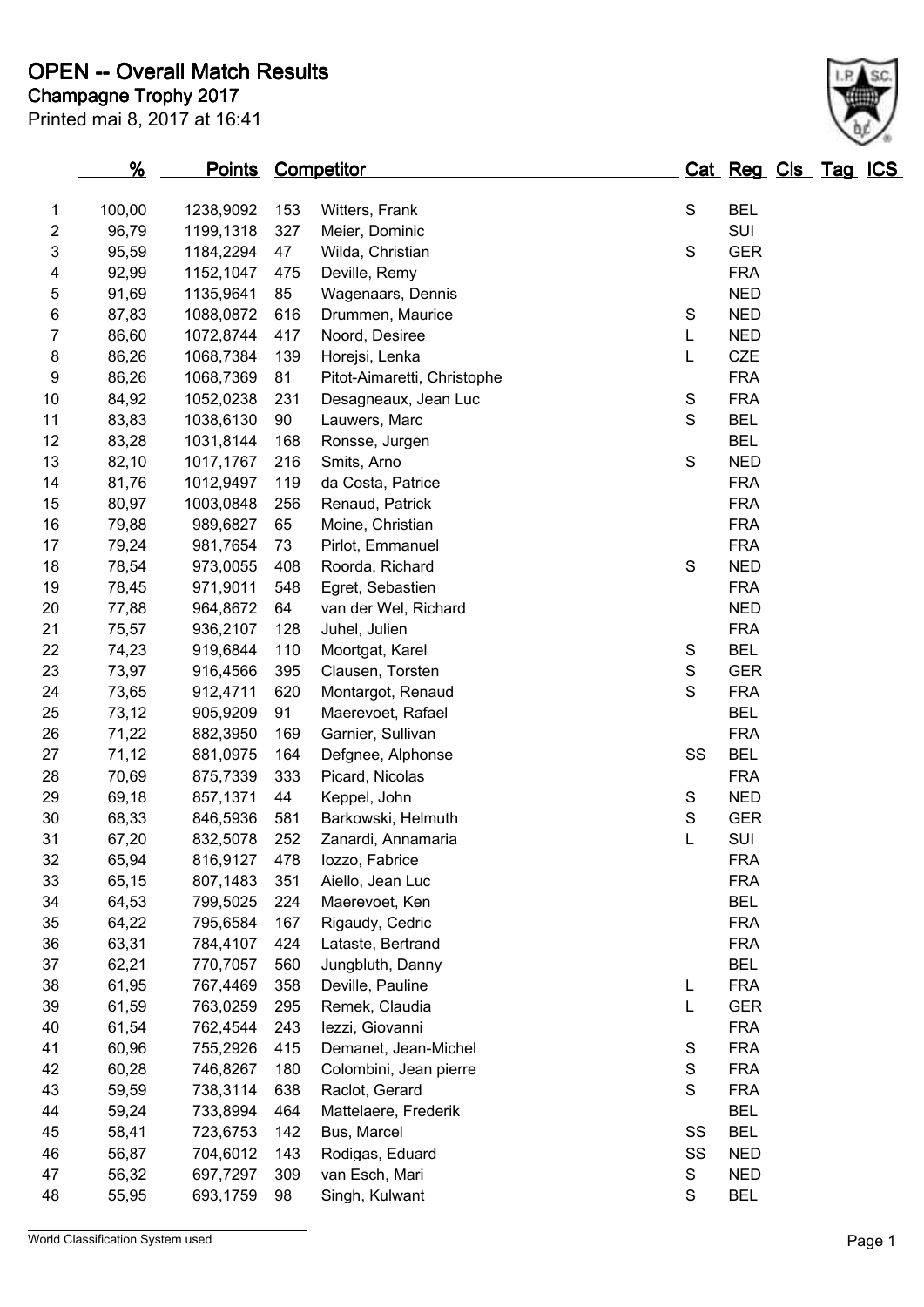# OPEN -- Overall Match Results

**Champagne Trophy 2017**

Printed mai 8, 2017 at 16:41

| | % | Points | Competitor | | Cat | Reg | Cls | Tag | ICS |
|---|---|---|---|---|---|---|---|---|---|
| 1 | 100,00 | 1238,9092 | 153 | Witters, Frank | S | BEL | | | |
| 2 | 96,79 | 1199,1318 | 327 | Meier, Dominic | | SUI | | | |
| 3 | 95,59 | 1184,2294 | 47 | Wilda, Christian | S | GER | | | |
| 4 | 92,99 | 1152,1047 | 475 | Deville, Remy | | FRA | | | |
| 5 | 91,69 | 1135,9641 | 85 | Wagenaars, Dennis | | NED | | | |
| 6 | 87,83 | 1088,0872 | 616 | Drummen, Maurice | S | NED | | | |
| 7 | 86,60 | 1072,8744 | 417 | Noord, Desiree | L | NED | | | |
| 8 | 86,26 | 1068,7384 | 139 | Horejsi, Lenka | L | CZE | | | |
| 9 | 86,26 | 1068,7369 | 81 | Pitot-Aimaretti, Christophe | | FRA | | | |
| 10 | 84,92 | 1052,0238 | 231 | Desagneaux, Jean Luc | S | FRA | | | |
| 11 | 83,83 | 1038,6130 | 90 | Lauwers, Marc | S | BEL | | | |
| 12 | 83,28 | 1031,8144 | 168 | Ronsse, Jurgen | | BEL | | | |
| 13 | 82,10 | 1017,1767 | 216 | Smits, Arno | S | NED | | | |
| 14 | 81,76 | 1012,9497 | 119 | da Costa, Patrice | | FRA | | | |
| 15 | 80,97 | 1003,0848 | 256 | Renaud, Patrick | | FRA | | | |
| 16 | 79,88 | 989,6827 | 65 | Moine, Christian | | FRA | | | |
| 17 | 79,24 | 981,7654 | 73 | Pirlot, Emmanuel | | FRA | | | |
| 18 | 78,54 | 973,0055 | 408 | Roorda, Richard | S | NED | | | |
| 19 | 78,45 | 971,9011 | 548 | Egret, Sebastien | | FRA | | | |
| 20 | 77,88 | 964,8672 | 64 | van der Wel, Richard | | NED | | | |
| 21 | 75,57 | 936,2107 | 128 | Juhel, Julien | | FRA | | | |
| 22 | 74,23 | 919,6844 | 110 | Moortgat, Karel | S | BEL | | | |
| 23 | 73,97 | 916,4566 | 395 | Clausen, Torsten | S | GER | | | |
| 24 | 73,65 | 912,4711 | 620 | Montargot, Renaud | S | FRA | | | |
| 25 | 73,12 | 905,9209 | 91 | Maerevoet, Rafael | | BEL | | | |
| 26 | 71,22 | 882,3950 | 169 | Garnier, Sullivan | | FRA | | | |
| 27 | 71,12 | 881,0975 | 164 | Defgnee, Alphonse | SS | BEL | | | |
| 28 | 70,69 | 875,7339 | 333 | Picard, Nicolas | | FRA | | | |
| 29 | 69,18 | 857,1371 | 44 | Keppel, John | S | NED | | | |
| 30 | 68,33 | 846,5936 | 581 | Barkowski, Helmuth | S | GER | | | |
| 31 | 67,20 | 832,5078 | 252 | Zanardi, Annamaria | L | SUI | | | |
| 32 | 65,94 | 816,9127 | 478 | Iozzo, Fabrice | | FRA | | | |
| 33 | 65,15 | 807,1483 | 351 | Aiello, Jean Luc | | FRA | | | |
| 34 | 64,53 | 799,5025 | 224 | Maerevoet, Ken | | BEL | | | |
| 35 | 64,22 | 795,6584 | 167 | Rigaudy, Cedric | | FRA | | | |
| 36 | 63,31 | 784,4107 | 424 | Lataste, Bertrand | | FRA | | | |
| 37 | 62,21 | 770,7057 | 560 | Jungbluth, Danny | | BEL | | | |
| 38 | 61,95 | 767,4469 | 358 | Deville, Pauline | L | FRA | | | |
| 39 | 61,59 | 763,0259 | 295 | Remek, Claudia | L | GER | | | |
| 40 | 61,54 | 762,4544 | 243 | Iezzi, Giovanni | | FRA | | | |
| 41 | 60,96 | 755,2926 | 415 | Demanet, Jean-Michel | S | FRA | | | |
| 42 | 60,28 | 746,8267 | 180 | Colombini, Jean pierre | S | FRA | | | |
| 43 | 59,59 | 738,3114 | 638 | Raclot, Gerard | S | FRA | | | |
| 44 | 59,24 | 733,8994 | 464 | Mattelaere, Frederik | | BEL | | | |
| 45 | 58,41 | 723,6753 | 142 | Bus, Marcel | SS | BEL | | | |
| 46 | 56,87 | 704,6012 | 143 | Rodigas, Eduard | SS | NED | | | |
| 47 | 56,32 | 697,7297 | 309 | van Esch, Mari | S | NED | | | |
| 48 | 55,95 | 693,1759 | 98 | Singh, Kulwant | S | BEL | | | |

World Classification System used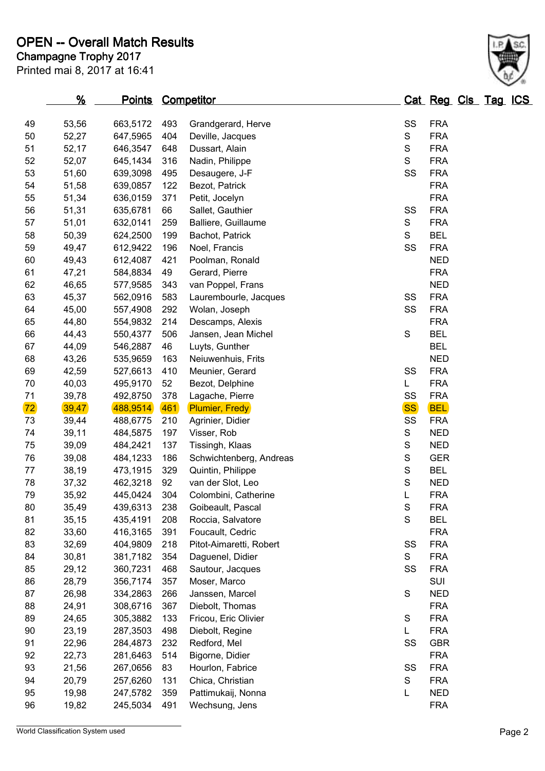# OPEN -- Overall Match Results

**Champagne Trophy 2017**

Printed mai 8, 2017 at 16:41

| | % | Points | Competitor | | Cat | Reg | Cls | Tag | ICS |
|---|---|---|---|---|---|---|---|---|---|
| 49 | 53,56 | 663,5172 | 493 | Grandgerard, Herve | SS | FRA | | | |
| 50 | 52,27 | 647,5965 | 404 | Deville, Jacques | S | FRA | | | |
| 51 | 52,17 | 646,3547 | 648 | Dussart, Alain | S | FRA | | | |
| 52 | 52,07 | 645,1434 | 316 | Nadin, Philippe | S | FRA | | | |
| 53 | 51,60 | 639,3098 | 495 | Desaugere, J-F | SS | FRA | | | |
| 54 | 51,58 | 639,0857 | 122 | Bezot, Patrick | | FRA | | | |
| 55 | 51,34 | 636,0159 | 371 | Petit, Jocelyn | | FRA | | | |
| 56 | 51,31 | 635,6781 | 66 | Sallet, Gauthier | SS | FRA | | | |
| 57 | 51,01 | 632,0141 | 259 | Balliere, Guillaume | S | FRA | | | |
| 58 | 50,39 | 624,2500 | 199 | Bachot, Patrick | S | BEL | | | |
| 59 | 49,47 | 612,9422 | 196 | Noel, Francis | SS | FRA | | | |
| 60 | 49,43 | 612,4087 | 421 | Poolman, Ronald | | NED | | | |
| 61 | 47,21 | 584,8834 | 49 | Gerard, Pierre | | FRA | | | |
| 62 | 46,65 | 577,9585 | 343 | van Poppel, Frans | | NED | | | |
| 63 | 45,37 | 562,0916 | 583 | Laurembourle, Jacques | SS | FRA | | | |
| 64 | 45,00 | 557,4908 | 292 | Wolan, Joseph | SS | FRA | | | |
| 65 | 44,80 | 554,9832 | 214 | Descamps, Alexis | | FRA | | | |
| 66 | 44,43 | 550,4377 | 506 | Jansen, Jean Michel | S | BEL | | | |
| 67 | 44,09 | 546,2887 | 46 | Luyts, Gunther | | BEL | | | |
| 68 | 43,26 | 535,9659 | 163 | Neiuwenhuis, Frits | | NED | | | |
| 69 | 42,59 | 527,6613 | 410 | Meunier, Gerard | SS | FRA | | | |
| 70 | 40,03 | 495,9170 | 52 | Bezot, Delphine | L | FRA | | | |
| 71 | 39,78 | 492,8750 | 378 | Lagache, Pierre | SS | FRA | | | |
| 72 | 39,47 | 488,9514 | 461 | Plumier, Fredy | SS | BEL | | | |
| 73 | 39,44 | 488,6775 | 210 | Agrinier, Didier | SS | FRA | | | |
| 74 | 39,11 | 484,5875 | 197 | Visser, Rob | S | NED | | | |
| 75 | 39,09 | 484,2421 | 137 | Tissingh, Klaas | S | NED | | | |
| 76 | 39,08 | 484,1233 | 186 | Schwichtenberg, Andreas | S | GER | | | |
| 77 | 38,19 | 473,1915 | 329 | Quintin, Philippe | S | BEL | | | |
| 78 | 37,32 | 462,3218 | 92 | van der Slot, Leo | S | NED | | | |
| 79 | 35,92 | 445,0424 | 304 | Colombini, Catherine | L | FRA | | | |
| 80 | 35,49 | 439,6313 | 238 | Goibeault, Pascal | S | FRA | | | |
| 81 | 35,15 | 435,4191 | 208 | Roccia, Salvatore | S | BEL | | | |
| 82 | 33,60 | 416,3165 | 391 | Foucault, Cedric | | FRA | | | |
| 83 | 32,69 | 404,9809 | 218 | Pitot-Aimaretti, Robert | SS | FRA | | | |
| 84 | 30,81 | 381,7182 | 354 | Daguenel, Didier | S | FRA | | | |
| 85 | 29,12 | 360,7231 | 468 | Sautour, Jacques | SS | FRA | | | |
| 86 | 28,79 | 356,7174 | 357 | Moser, Marco | | SUI | | | |
| 87 | 26,98 | 334,2863 | 266 | Janssen, Marcel | S | NED | | | |
| 88 | 24,91 | 308,6716 | 367 | Diebolt, Thomas | | FRA | | | |
| 89 | 24,65 | 305,3882 | 133 | Fricou, Eric Olivier | S | FRA | | | |
| 90 | 23,19 | 287,3503 | 498 | Diebolt, Regine | L | FRA | | | |
| 91 | 22,96 | 284,4873 | 232 | Redford, Mel | SS | GBR | | | |
| 92 | 22,73 | 281,6463 | 514 | Bigorne, Didier | | FRA | | | |
| 93 | 21,56 | 267,0656 | 83 | Hourlon, Fabrice | SS | FRA | | | |
| 94 | 20,79 | 257,6260 | 131 | Chica, Christian | S | FRA | | | |
| 95 | 19,98 | 247,5782 | 359 | Pattimukaij, Nonna | L | NED | | | |
| 96 | 19,82 | 245,5034 | 491 | Wechsung, Jens | | FRA | | | |

World Classification System used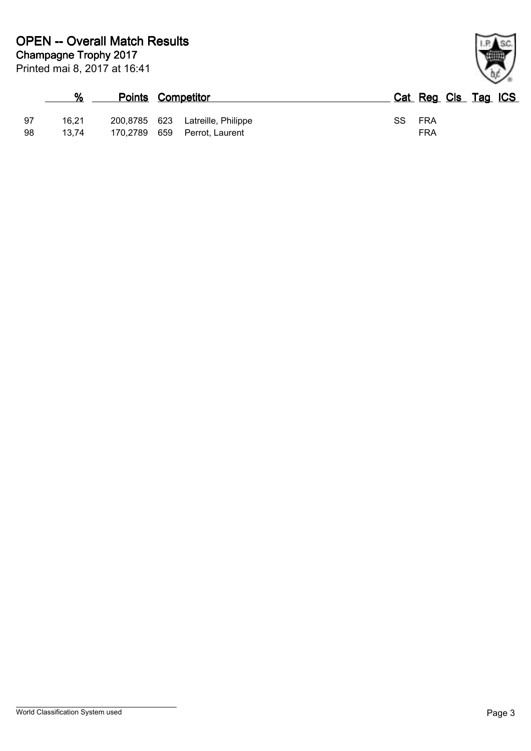# OPEN -- Overall Match Results

## Champagne Trophy 2017

Printed mai 8, 2017 at 16:41

| | % | Points | | Competitor | Cat | Reg | Cls | Tag | ICS |
|---|---|---|---|---|---|---|---|---|---|
| 97 | 16,21 | 200,8785 | 623 | Latreille, Philippe | SS | FRA | | | |
| 98 | 13,74 | 170,2789 | 659 | Perrot, Laurent | | FRA | | | |

World Classification System used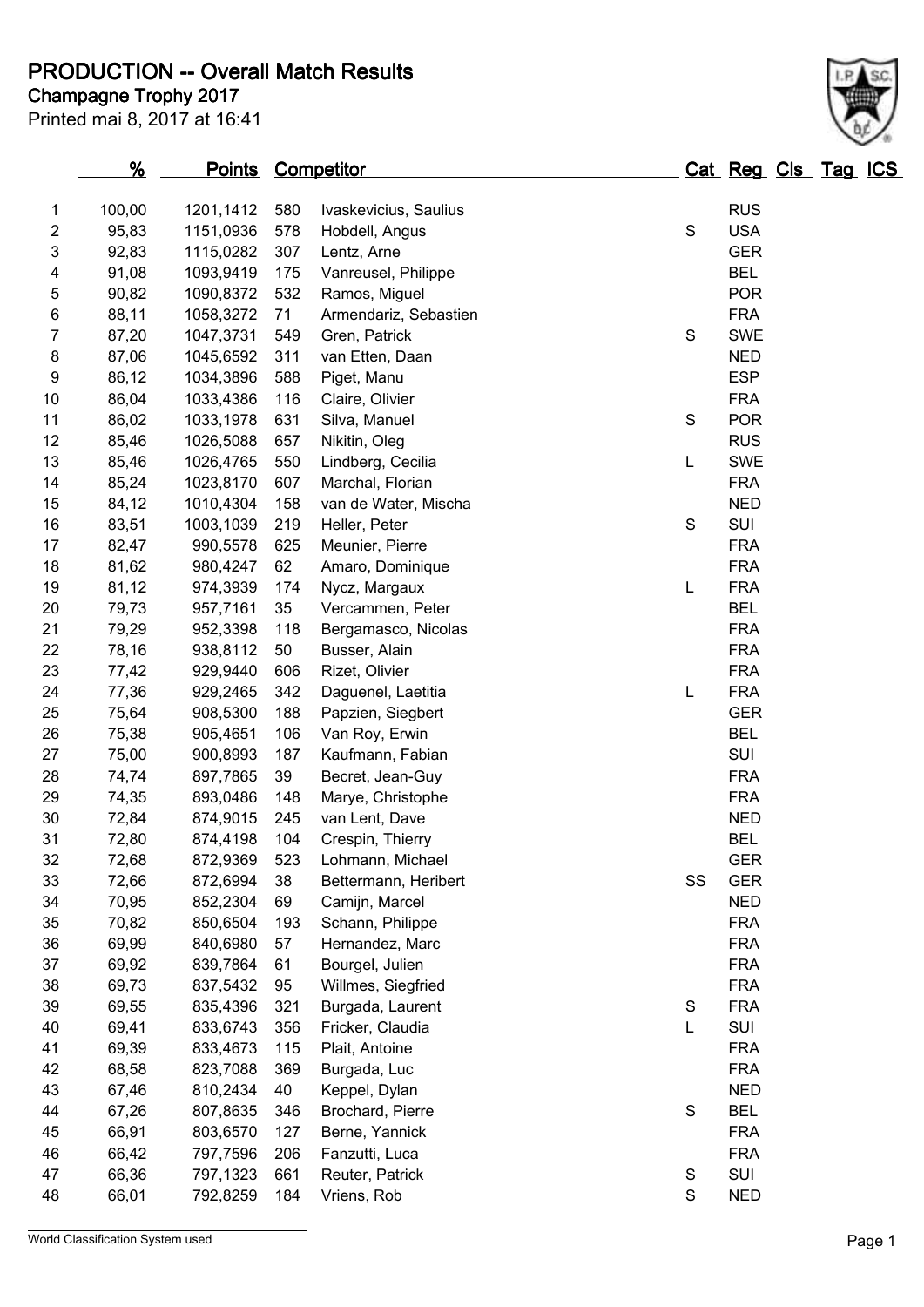# PRODUCTION -- Overall Match Results

**Champagne Trophy 2017**

Printed mai 8, 2017 at 16:41

| | % | Points | | Competitor | Cat | Reg | Cls | Tag | ICS |
|---|---|---|---|---|---|---|---|---|---|
| 1 | 100,00 | 1201,1412 | 580 | Ivaskevicius, Saulius | | RUS | | | |
| 2 | 95,83 | 1151,0936 | 578 | Hobdell, Angus | S | USA | | | |
| 3 | 92,83 | 1115,0282 | 307 | Lentz, Arne | | GER | | | |
| 4 | 91,08 | 1093,9419 | 175 | Vanreusel, Philippe | | BEL | | | |
| 5 | 90,82 | 1090,8372 | 532 | Ramos, Miguel | | POR | | | |
| 6 | 88,11 | 1058,3272 | 71 | Armendariz, Sebastien | | FRA | | | |
| 7 | 87,20 | 1047,3731 | 549 | Gren, Patrick | S | SWE | | | |
| 8 | 87,06 | 1045,6592 | 311 | van Etten, Daan | | NED | | | |
| 9 | 86,12 | 1034,3896 | 588 | Piget, Manu | | ESP | | | |
| 10 | 86,04 | 1033,4386 | 116 | Claire, Olivier | | FRA | | | |
| 11 | 86,02 | 1033,1978 | 631 | Silva, Manuel | S | POR | | | |
| 12 | 85,46 | 1026,5088 | 657 | Nikitin, Oleg | | RUS | | | |
| 13 | 85,46 | 1026,4765 | 550 | Lindberg, Cecilia | L | SWE | | | |
| 14 | 85,24 | 1023,8170 | 607 | Marchal, Florian | | FRA | | | |
| 15 | 84,12 | 1010,4304 | 158 | van de Water, Mischa | | NED | | | |
| 16 | 83,51 | 1003,1039 | 219 | Heller, Peter | S | SUI | | | |
| 17 | 82,47 | 990,5578 | 625 | Meunier, Pierre | | FRA | | | |
| 18 | 81,62 | 980,4247 | 62 | Amaro, Dominique | | FRA | | | |
| 19 | 81,12 | 974,3939 | 174 | Nycz, Margaux | L | FRA | | | |
| 20 | 79,73 | 957,7161 | 35 | Vercammen, Peter | | BEL | | | |
| 21 | 79,29 | 952,3398 | 118 | Bergamasco, Nicolas | | FRA | | | |
| 22 | 78,16 | 938,8112 | 50 | Busser, Alain | | FRA | | | |
| 23 | 77,42 | 929,9440 | 606 | Rizet, Olivier | | FRA | | | |
| 24 | 77,36 | 929,2465 | 342 | Daguenel, Laetitia | L | FRA | | | |
| 25 | 75,64 | 908,5300 | 188 | Papzien, Siegbert | | GER | | | |
| 26 | 75,38 | 905,4651 | 106 | Van Roy, Erwin | | BEL | | | |
| 27 | 75,00 | 900,8993 | 187 | Kaufmann, Fabian | | SUI | | | |
| 28 | 74,74 | 897,7865 | 39 | Becret, Jean-Guy | | FRA | | | |
| 29 | 74,35 | 893,0486 | 148 | Marye, Christophe | | FRA | | | |
| 30 | 72,84 | 874,9015 | 245 | van Lent, Dave | | NED | | | |
| 31 | 72,80 | 874,4198 | 104 | Crespin, Thierry | | BEL | | | |
| 32 | 72,68 | 872,9369 | 523 | Lohmann, Michael | | GER | | | |
| 33 | 72,66 | 872,6994 | 38 | Bettermann, Heribert | SS | GER | | | |
| 34 | 70,95 | 852,2304 | 69 | Camijn, Marcel | | NED | | | |
| 35 | 70,82 | 850,6504 | 193 | Schann, Philippe | | FRA | | | |
| 36 | 69,99 | 840,6980 | 57 | Hernandez, Marc | | FRA | | | |
| 37 | 69,92 | 839,7864 | 61 | Bourgel, Julien | | FRA | | | |
| 38 | 69,73 | 837,5432 | 95 | Willmes, Siegfried | | FRA | | | |
| 39 | 69,55 | 835,4396 | 321 | Burgada, Laurent | S | FRA | | | |
| 40 | 69,41 | 833,6743 | 356 | Fricker, Claudia | L | SUI | | | |
| 41 | 69,39 | 833,4673 | 115 | Plait, Antoine | | FRA | | | |
| 42 | 68,58 | 823,7088 | 369 | Burgada, Luc | | FRA | | | |
| 43 | 67,46 | 810,2434 | 40 | Keppel, Dylan | | NED | | | |
| 44 | 67,26 | 807,8635 | 346 | Brochard, Pierre | S | BEL | | | |
| 45 | 66,91 | 803,6570 | 127 | Berne, Yannick | | FRA | | | |
| 46 | 66,42 | 797,7596 | 206 | Fanzutti, Luca | | FRA | | | |
| 47 | 66,36 | 797,1323 | 661 | Reuter, Patrick | S | SUI | | | |
| 48 | 66,01 | 792,8259 | 184 | Vriens, Rob | S | NED | | | |

World Classification System used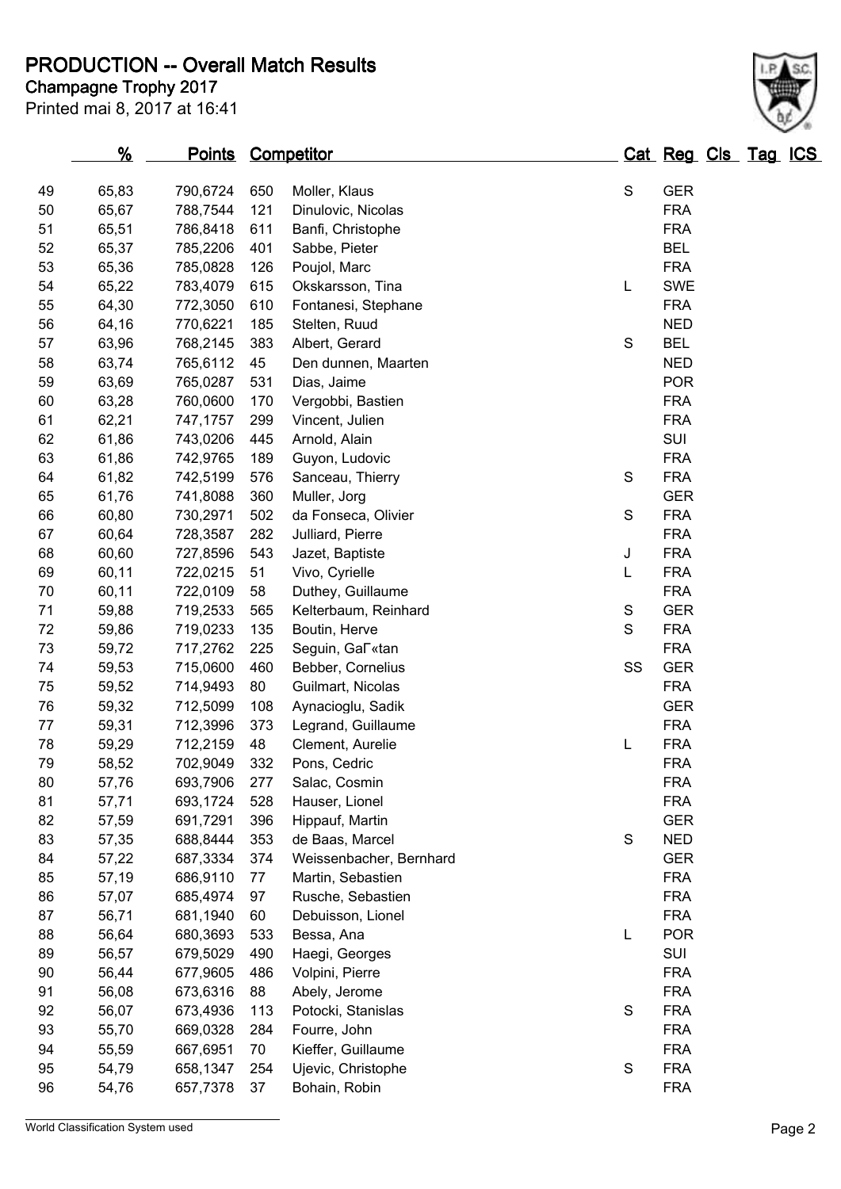# PRODUCTION -- Overall Match Results

**Champagne Trophy 2017**

Printed mai 8, 2017 at 16:41

| | % | Points | Competitor | | Cat | Reg | Cls | Tag | ICS |
|---|---|---|---|---|---|---|---|---|---|
| 49 | 65,83 | 790,6724 | 650 | Moller, Klaus | S | GER | | | |
| 50 | 65,67 | 788,7544 | 121 | Dinulovic, Nicolas | | FRA | | | |
| 51 | 65,51 | 786,8418 | 611 | Banfi, Christophe | | FRA | | | |
| 52 | 65,37 | 785,2206 | 401 | Sabbe, Pieter | | BEL | | | |
| 53 | 65,36 | 785,0828 | 126 | Poujol, Marc | | FRA | | | |
| 54 | 65,22 | 783,4079 | 615 | Okskarsson, Tina | L | SWE | | | |
| 55 | 64,30 | 772,3050 | 610 | Fontanesi, Stephane | | FRA | | | |
| 56 | 64,16 | 770,6221 | 185 | Stelten, Ruud | | NED | | | |
| 57 | 63,96 | 768,2145 | 383 | Albert, Gerard | S | BEL | | | |
| 58 | 63,74 | 765,6112 | 45 | Den dunnen, Maarten | | NED | | | |
| 59 | 63,69 | 765,0287 | 531 | Dias, Jaime | | POR | | | |
| 60 | 63,28 | 760,0600 | 170 | Vergobbi, Bastien | | FRA | | | |
| 61 | 62,21 | 747,1757 | 299 | Vincent, Julien | | FRA | | | |
| 62 | 61,86 | 743,0206 | 445 | Arnold, Alain | | SUI | | | |
| 63 | 61,86 | 742,9765 | 189 | Guyon, Ludovic | | FRA | | | |
| 64 | 61,82 | 742,5199 | 576 | Sanceau, Thierry | S | FRA | | | |
| 65 | 61,76 | 741,8088 | 360 | Muller, Jorg | | GER | | | |
| 66 | 60,80 | 730,2971 | 502 | da Fonseca, Olivier | S | FRA | | | |
| 67 | 60,64 | 728,3587 | 282 | Julliard, Pierre | | FRA | | | |
| 68 | 60,60 | 727,8596 | 543 | Jazet, Baptiste | J | FRA | | | |
| 69 | 60,11 | 722,0215 | 51 | Vivo, Cyrielle | L | FRA | | | |
| 70 | 60,11 | 722,0109 | 58 | Duthey, Guillaume | | FRA | | | |
| 71 | 59,88 | 719,2533 | 565 | Kelterbaum, Reinhard | S | GER | | | |
| 72 | 59,86 | 719,0233 | 135 | Boutin, Herve | S | FRA | | | |
| 73 | 59,72 | 717,2762 | 225 | Seguin, GaГ«tan | | FRA | | | |
| 74 | 59,53 | 715,0600 | 460 | Bebber, Cornelius | SS | GER | | | |
| 75 | 59,52 | 714,9493 | 80 | Guilmart, Nicolas | | FRA | | | |
| 76 | 59,32 | 712,5099 | 108 | Aynacioglu, Sadik | | GER | | | |
| 77 | 59,31 | 712,3996 | 373 | Legrand, Guillaume | | FRA | | | |
| 78 | 59,29 | 712,2159 | 48 | Clement, Aurelie | L | FRA | | | |
| 79 | 58,52 | 702,9049 | 332 | Pons, Cedric | | FRA | | | |
| 80 | 57,76 | 693,7906 | 277 | Salac, Cosmin | | FRA | | | |
| 81 | 57,71 | 693,1724 | 528 | Hauser, Lionel | | FRA | | | |
| 82 | 57,59 | 691,7291 | 396 | Hippauf, Martin | | GER | | | |
| 83 | 57,35 | 688,8444 | 353 | de Baas, Marcel | S | NED | | | |
| 84 | 57,22 | 687,3334 | 374 | Weissenbacher, Bernhard | | GER | | | |
| 85 | 57,19 | 686,9110 | 77 | Martin, Sebastien | | FRA | | | |
| 86 | 57,07 | 685,4974 | 97 | Rusche, Sebastien | | FRA | | | |
| 87 | 56,71 | 681,1940 | 60 | Debuisson, Lionel | | FRA | | | |
| 88 | 56,64 | 680,3693 | 533 | Bessa, Ana | L | POR | | | |
| 89 | 56,57 | 679,5029 | 490 | Haegi, Georges | | SUI | | | |
| 90 | 56,44 | 677,9605 | 486 | Volpini, Pierre | | FRA | | | |
| 91 | 56,08 | 673,6316 | 88 | Abely, Jerome | | FRA | | | |
| 92 | 56,07 | 673,4936 | 113 | Potocki, Stanislas | S | FRA | | | |
| 93 | 55,70 | 669,0328 | 284 | Fourre, John | | FRA | | | |
| 94 | 55,59 | 667,6951 | 70 | Kieffer, Guillaume | | FRA | | | |
| 95 | 54,79 | 658,1347 | 254 | Ujevic, Christophe | S | FRA | | | |
| 96 | 54,76 | 657,7378 | 37 | Bohain, Robin | | FRA | | | |

World Classification System used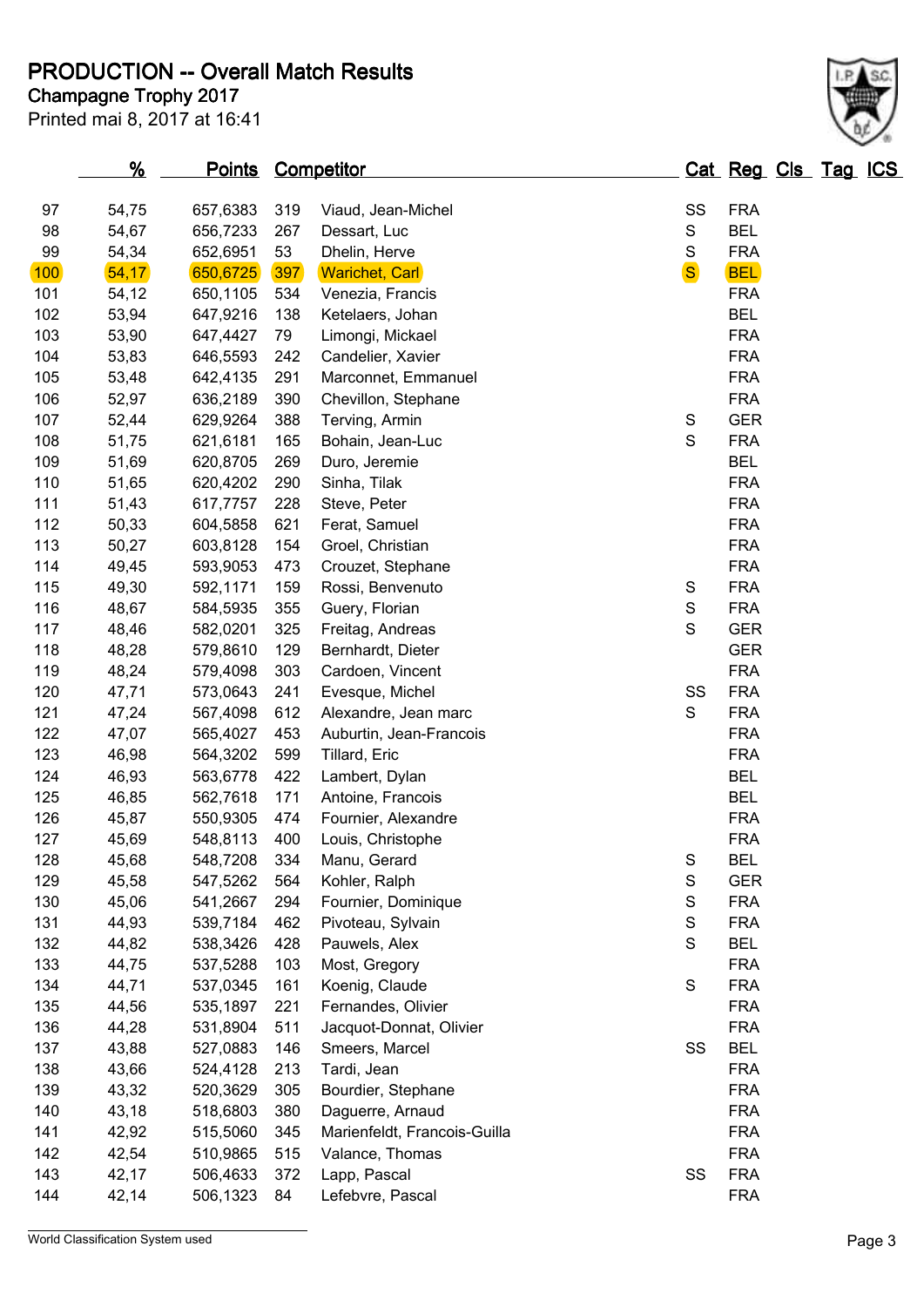# PRODUCTION -- Overall Match Results

## Champagne Trophy 2017

Printed mai 8, 2017 at 16:41

| | % | Points | | Competitor | Cat | Reg | Cls | Tag | ICS |
|---|---|---|---|---|---|---|---|---|---|
| 97 | 54,75 | 657,6383 | 319 | Viaud, Jean-Michel | SS | FRA | | | |
| 98 | 54,67 | 656,7233 | 267 | Dessart, Luc | S | BEL | | | |
| 99 | 54,34 | 652,6951 | 53 | Dhelin, Herve | S | FRA | | | |
| 100 | 54,17 | 650,6725 | 397 | Warichet, Carl | S | BEL | | | |
| 101 | 54,12 | 650,1105 | 534 | Venezia, Francis | | FRA | | | |
| 102 | 53,94 | 647,9216 | 138 | Ketelaers, Johan | | BEL | | | |
| 103 | 53,90 | 647,4427 | 79 | Limongi, Mickael | | FRA | | | |
| 104 | 53,83 | 646,5593 | 242 | Candelier, Xavier | | FRA | | | |
| 105 | 53,48 | 642,4135 | 291 | Marconnet, Emmanuel | | FRA | | | |
| 106 | 52,97 | 636,2189 | 390 | Chevillon, Stephane | | FRA | | | |
| 107 | 52,44 | 629,9264 | 388 | Terving, Armin | S | GER | | | |
| 108 | 51,75 | 621,6181 | 165 | Bohain, Jean-Luc | S | FRA | | | |
| 109 | 51,69 | 620,8705 | 269 | Duro, Jeremie | | BEL | | | |
| 110 | 51,65 | 620,4202 | 290 | Sinha, Tilak | | FRA | | | |
| 111 | 51,43 | 617,7757 | 228 | Steve, Peter | | FRA | | | |
| 112 | 50,33 | 604,5858 | 621 | Ferat, Samuel | | FRA | | | |
| 113 | 50,27 | 603,8128 | 154 | Groel, Christian | | FRA | | | |
| 114 | 49,45 | 593,9053 | 473 | Crouzet, Stephane | | FRA | | | |
| 115 | 49,30 | 592,1171 | 159 | Rossi, Benvenuto | S | FRA | | | |
| 116 | 48,67 | 584,5935 | 355 | Guery, Florian | S | FRA | | | |
| 117 | 48,46 | 582,0201 | 325 | Freitag, Andreas | S | GER | | | |
| 118 | 48,28 | 579,8610 | 129 | Bernhardt, Dieter | | GER | | | |
| 119 | 48,24 | 579,4098 | 303 | Cardoen, Vincent | | FRA | | | |
| 120 | 47,71 | 573,0643 | 241 | Evesque, Michel | SS | FRA | | | |
| 121 | 47,24 | 567,4098 | 612 | Alexandre, Jean marc | S | FRA | | | |
| 122 | 47,07 | 565,4027 | 453 | Auburtin, Jean-Francois | | FRA | | | |
| 123 | 46,98 | 564,3202 | 599 | Tillard, Eric | | FRA | | | |
| 124 | 46,93 | 563,6778 | 422 | Lambert, Dylan | | BEL | | | |
| 125 | 46,85 | 562,7618 | 171 | Antoine, Francois | | BEL | | | |
| 126 | 45,87 | 550,9305 | 474 | Fournier, Alexandre | | FRA | | | |
| 127 | 45,69 | 548,8113 | 400 | Louis, Christophe | | FRA | | | |
| 128 | 45,68 | 548,7208 | 334 | Manu, Gerard | S | BEL | | | |
| 129 | 45,58 | 547,5262 | 564 | Kohler, Ralph | S | GER | | | |
| 130 | 45,06 | 541,2667 | 294 | Fournier, Dominique | S | FRA | | | |
| 131 | 44,93 | 539,7184 | 462 | Pivoteau, Sylvain | S | FRA | | | |
| 132 | 44,82 | 538,3426 | 428 | Pauwels, Alex | S | BEL | | | |
| 133 | 44,75 | 537,5288 | 103 | Most, Gregory | | FRA | | | |
| 134 | 44,71 | 537,0345 | 161 | Koenig, Claude | S | FRA | | | |
| 135 | 44,56 | 535,1897 | 221 | Fernandes, Olivier | | FRA | | | |
| 136 | 44,28 | 531,8904 | 511 | Jacquot-Donnat, Olivier | | FRA | | | |
| 137 | 43,88 | 527,0883 | 146 | Smeers, Marcel | SS | BEL | | | |
| 138 | 43,66 | 524,4128 | 213 | Tardi, Jean | | FRA | | | |
| 139 | 43,32 | 520,3629 | 305 | Bourdier, Stephane | | FRA | | | |
| 140 | 43,18 | 518,6803 | 380 | Daguerre, Arnaud | | FRA | | | |
| 141 | 42,92 | 515,5060 | 345 | Marienfeldt, Francois-Guilla | | FRA | | | |
| 142 | 42,54 | 510,9865 | 515 | Valance, Thomas | | FRA | | | |
| 143 | 42,17 | 506,4633 | 372 | Lapp, Pascal | SS | FRA | | | |
| 144 | 42,14 | 506,1323 | 84 | Lefebvre, Pascal | | FRA | | | |

World Classification System used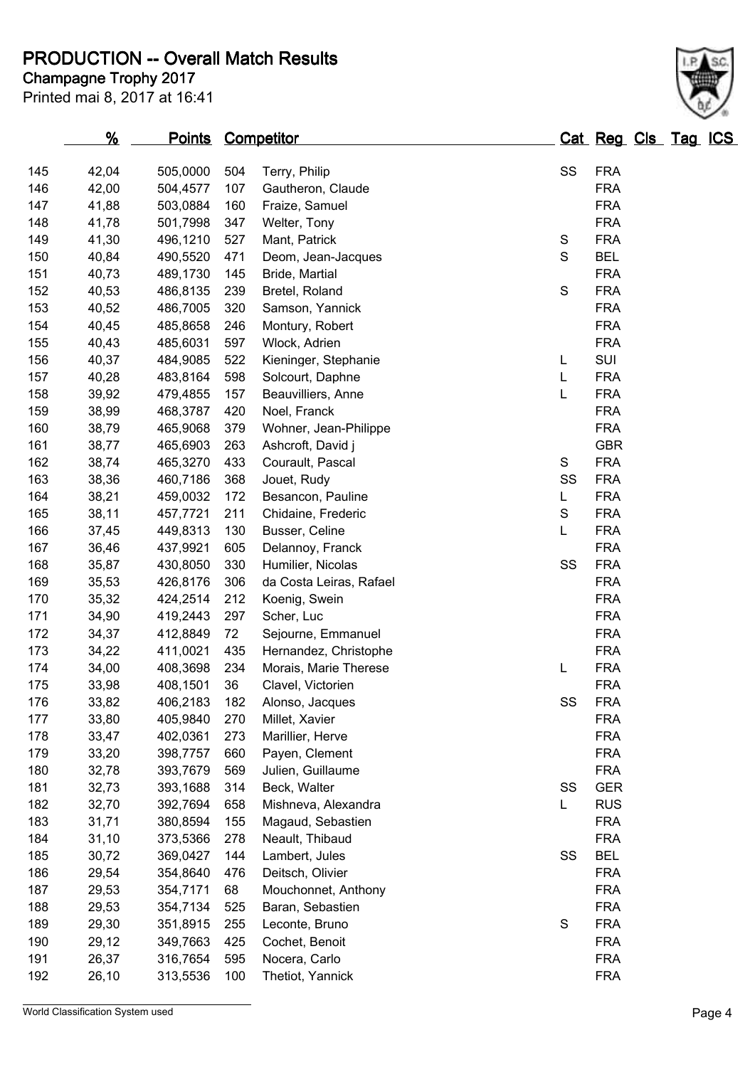# PRODUCTION -- Overall Match Results

**Champagne Trophy 2017**

Printed mai 8, 2017 at 16:41

| | % | Points | Competitor | | Cat | Reg | Cls | Tag | ICS |
|---|---|---|---|---|---|---|---|---|---|
| 145 | 42,04 | 505,0000 | 504 | Terry, Philip | SS | FRA | | | |
| 146 | 42,00 | 504,4577 | 107 | Gautheron, Claude | | FRA | | | |
| 147 | 41,88 | 503,0884 | 160 | Fraize, Samuel | | FRA | | | |
| 148 | 41,78 | 501,7998 | 347 | Welter, Tony | | FRA | | | |
| 149 | 41,30 | 496,1210 | 527 | Mant, Patrick | S | FRA | | | |
| 150 | 40,84 | 490,5520 | 471 | Deom, Jean-Jacques | S | BEL | | | |
| 151 | 40,73 | 489,1730 | 145 | Bride, Martial | | FRA | | | |
| 152 | 40,53 | 486,8135 | 239 | Bretel, Roland | S | FRA | | | |
| 153 | 40,52 | 486,7005 | 320 | Samson, Yannick | | FRA | | | |
| 154 | 40,45 | 485,8658 | 246 | Montury, Robert | | FRA | | | |
| 155 | 40,43 | 485,6031 | 597 | Wlock, Adrien | | FRA | | | |
| 156 | 40,37 | 484,9085 | 522 | Kieninger, Stephanie | L | SUI | | | |
| 157 | 40,28 | 483,8164 | 598 | Solcourt, Daphne | L | FRA | | | |
| 158 | 39,92 | 479,4855 | 157 | Beauvilliers, Anne | L | FRA | | | |
| 159 | 38,99 | 468,3787 | 420 | Noel, Franck | | FRA | | | |
| 160 | 38,79 | 465,9068 | 379 | Wohner, Jean-Philippe | | FRA | | | |
| 161 | 38,77 | 465,6903 | 263 | Ashcroft, David j | | GBR | | | |
| 162 | 38,74 | 465,3270 | 433 | Courault, Pascal | S | FRA | | | |
| 163 | 38,36 | 460,7186 | 368 | Jouet, Rudy | SS | FRA | | | |
| 164 | 38,21 | 459,0032 | 172 | Besancon, Pauline | L | FRA | | | |
| 165 | 38,11 | 457,7721 | 211 | Chidaine, Frederic | S | FRA | | | |
| 166 | 37,45 | 449,8313 | 130 | Busser, Celine | L | FRA | | | |
| 167 | 36,46 | 437,9921 | 605 | Delannoy, Franck | | FRA | | | |
| 168 | 35,87 | 430,8050 | 330 | Humilier, Nicolas | SS | FRA | | | |
| 169 | 35,53 | 426,8176 | 306 | da Costa Leiras, Rafael | | FRA | | | |
| 170 | 35,32 | 424,2514 | 212 | Koenig, Swein | | FRA | | | |
| 171 | 34,90 | 419,2443 | 297 | Scher, Luc | | FRA | | | |
| 172 | 34,37 | 412,8849 | 72 | Sejourne, Emmanuel | | FRA | | | |
| 173 | 34,22 | 411,0021 | 435 | Hernandez, Christophe | | FRA | | | |
| 174 | 34,00 | 408,3698 | 234 | Morais, Marie Therese | L | FRA | | | |
| 175 | 33,98 | 408,1501 | 36 | Clavel, Victorien | | FRA | | | |
| 176 | 33,82 | 406,2183 | 182 | Alonso, Jacques | SS | FRA | | | |
| 177 | 33,80 | 405,9840 | 270 | Millet, Xavier | | FRA | | | |
| 178 | 33,47 | 402,0361 | 273 | Marillier, Herve | | FRA | | | |
| 179 | 33,20 | 398,7757 | 660 | Payen, Clement | | FRA | | | |
| 180 | 32,78 | 393,7679 | 569 | Julien, Guillaume | | FRA | | | |
| 181 | 32,73 | 393,1688 | 314 | Beck, Walter | SS | GER | | | |
| 182 | 32,70 | 392,7694 | 658 | Mishneva, Alexandra | L | RUS | | | |
| 183 | 31,71 | 380,8594 | 155 | Magaud, Sebastien | | FRA | | | |
| 184 | 31,10 | 373,5366 | 278 | Neault, Thibaud | | FRA | | | |
| 185 | 30,72 | 369,0427 | 144 | Lambert, Jules | SS | BEL | | | |
| 186 | 29,54 | 354,8640 | 476 | Deitsch, Olivier | | FRA | | | |
| 187 | 29,53 | 354,7171 | 68 | Mouchonnet, Anthony | | FRA | | | |
| 188 | 29,53 | 354,7134 | 525 | Baran, Sebastien | | FRA | | | |
| 189 | 29,30 | 351,8915 | 255 | Leconte, Bruno | S | FRA | | | |
| 190 | 29,12 | 349,7663 | 425 | Cochet, Benoit | | FRA | | | |
| 191 | 26,37 | 316,7654 | 595 | Nocera, Carlo | | FRA | | | |
| 192 | 26,10 | 313,5536 | 100 | Thetiot, Yannick | | FRA | | | |

World Classification System used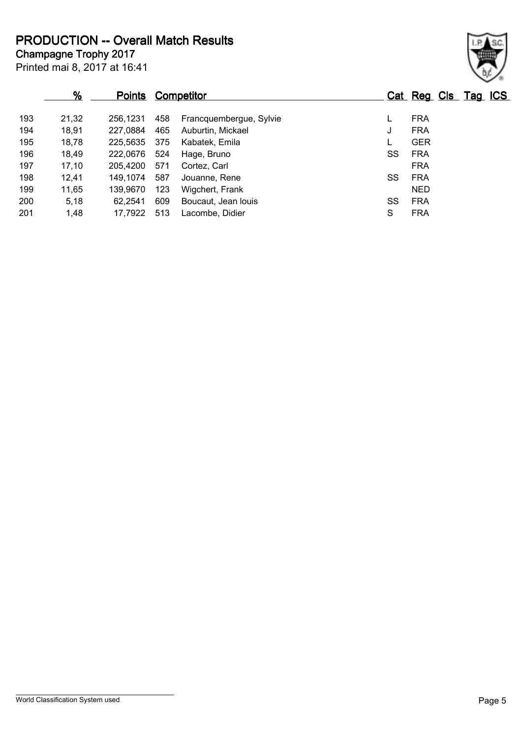# PRODUCTION -- Overall Match Results

**Champagne Trophy 2017**

Printed mai 8, 2017 at 16:41

| | % | Points | Competitor | | Cat | Reg | Cls | Tag | ICS |
|---|---|---|---|---|---|---|---|---|---|
| 193 | 21,32 | 256,1231 | 458 | Francquembergue, Sylvie | L | FRA | | | |
| 194 | 18,91 | 227,0884 | 465 | Auburtin, Mickael | J | FRA | | | |
| 195 | 18,78 | 225,5635 | 375 | Kabatek, Emila | L | GER | | | |
| 196 | 18,49 | 222,0676 | 524 | Hage, Bruno | SS | FRA | | | |
| 197 | 17,10 | 205,4200 | 571 | Cortez, Carl | | FRA | | | |
| 198 | 12,41 | 149,1074 | 587 | Jouanne, Rene | SS | FRA | | | |
| 199 | 11,65 | 139,9670 | 123 | Wigchert, Frank | | NED | | | |
| 200 | 5,18 | 62,2541 | 609 | Boucaut, Jean louis | SS | FRA | | | |
| 201 | 1,48 | 17,7922 | 513 | Lacombe, Didier | S | FRA | | | |

World Classification System used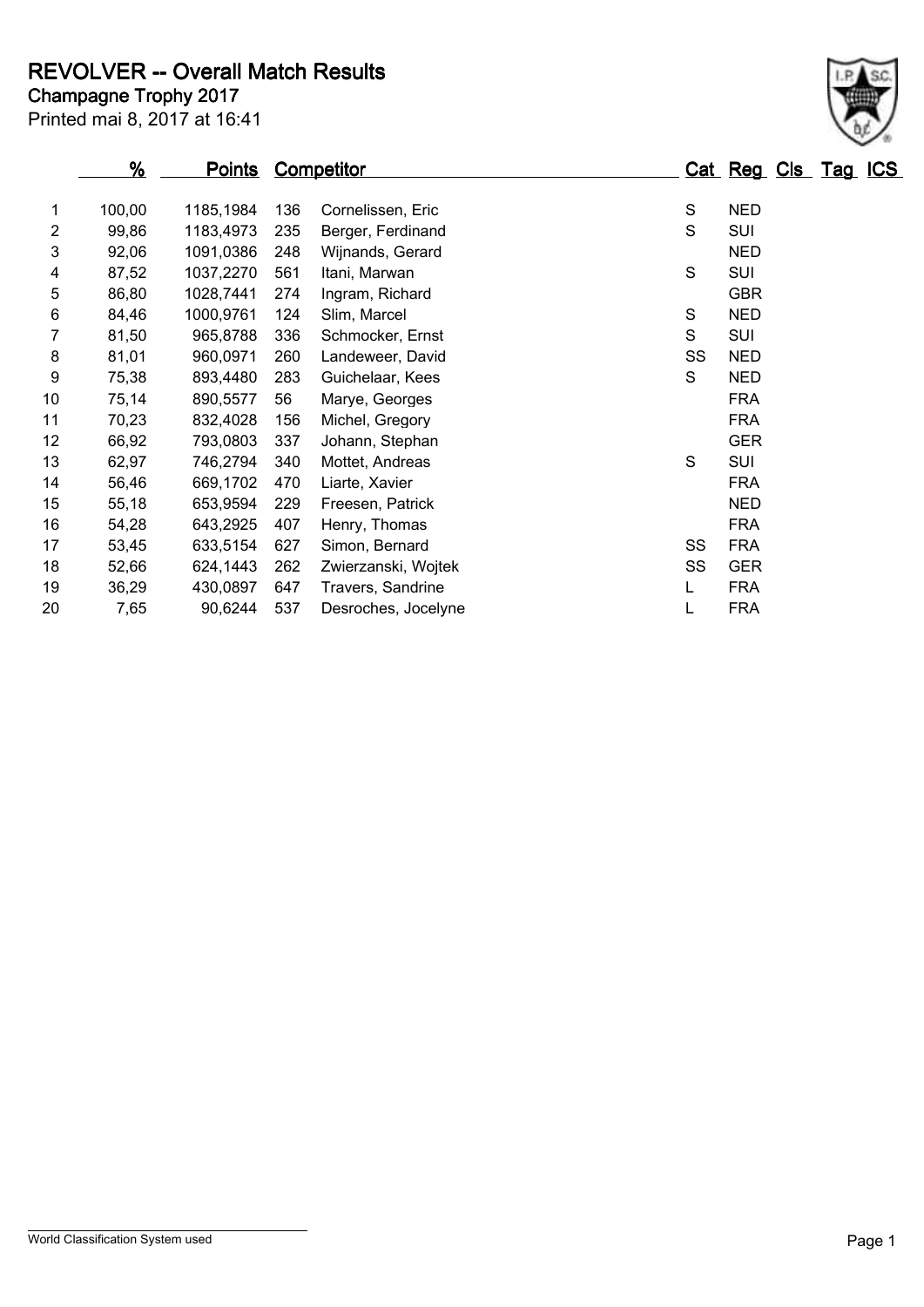# REVOLVER -- Overall Match Results

**Champagne Trophy 2017**

Printed mai 8, 2017 at 16:41

| | % | Points | Competitor | | Cat | Reg | Cls | Tag | ICS |
|---|---|---|---|---|---|---|---|---|---|
| 1 | 100,00 | 1185,1984 | 136 | Cornelissen, Eric | S | NED | | | |
| 2 | 99,86 | 1183,4973 | 235 | Berger, Ferdinand | S | SUI | | | |
| 3 | 92,06 | 1091,0386 | 248 | Wijnands, Gerard | | NED | | | |
| 4 | 87,52 | 1037,2270 | 561 | Itani, Marwan | S | SUI | | | |
| 5 | 86,80 | 1028,7441 | 274 | Ingram, Richard | | GBR | | | |
| 6 | 84,46 | 1000,9761 | 124 | Slim, Marcel | S | NED | | | |
| 7 | 81,50 | 965,8788 | 336 | Schmocker, Ernst | S | SUI | | | |
| 8 | 81,01 | 960,0971 | 260 | Landeweer, David | SS | NED | | | |
| 9 | 75,38 | 893,4480 | 283 | Guichelaar, Kees | S | NED | | | |
| 10 | 75,14 | 890,5577 | 56 | Marye, Georges | | FRA | | | |
| 11 | 70,23 | 832,4028 | 156 | Michel, Gregory | | FRA | | | |
| 12 | 66,92 | 793,0803 | 337 | Johann, Stephan | | GER | | | |
| 13 | 62,97 | 746,2794 | 340 | Mottet, Andreas | S | SUI | | | |
| 14 | 56,46 | 669,1702 | 470 | Liarte, Xavier | | FRA | | | |
| 15 | 55,18 | 653,9594 | 229 | Freesen, Patrick | | NED | | | |
| 16 | 54,28 | 643,2925 | 407 | Henry, Thomas | | FRA | | | |
| 17 | 53,45 | 633,5154 | 627 | Simon, Bernard | SS | FRA | | | |
| 18 | 52,66 | 624,1443 | 262 | Zwierzanski, Wojtek | SS | GER | | | |
| 19 | 36,29 | 430,0897 | 647 | Travers, Sandrine | L | FRA | | | |
| 20 | 7,65 | 90,6244 | 537 | Desroches, Jocelyne | L | FRA | | | |

World Classification System used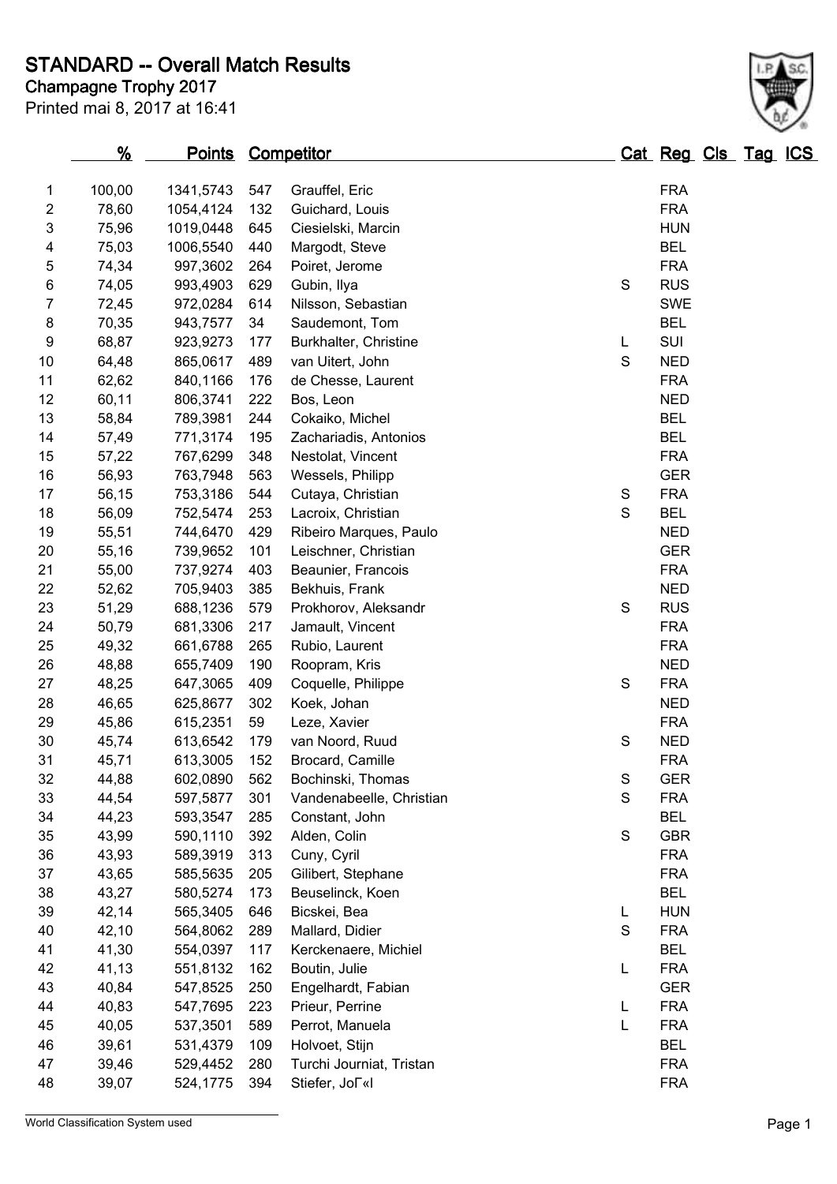# STANDARD -- Overall Match Results

## Champagne Trophy 2017

Printed mai 8, 2017 at 16:41

| | % | Points | Competitor | | Cat | Reg | Cls | Tag | ICS |
|---|---|---|---|---|---|---|---|---|---|
| 1 | 100,00 | 1341,5743 | 547 | Grauffel, Eric | | FRA | | | |
| 2 | 78,60 | 1054,4124 | 132 | Guichard, Louis | | FRA | | | |
| 3 | 75,96 | 1019,0448 | 645 | Ciesielski, Marcin | | HUN | | | |
| 4 | 75,03 | 1006,5540 | 440 | Margodt, Steve | | BEL | | | |
| 5 | 74,34 | 997,3602 | 264 | Poiret, Jerome | | FRA | | | |
| 6 | 74,05 | 993,4903 | 629 | Gubin, Ilya | S | RUS | | | |
| 7 | 72,45 | 972,0284 | 614 | Nilsson, Sebastian | | SWE | | | |
| 8 | 70,35 | 943,7577 | 34 | Saudemont, Tom | | BEL | | | |
| 9 | 68,87 | 923,9273 | 177 | Burkhalter, Christine | L | SUI | | | |
| 10 | 64,48 | 865,0617 | 489 | van Uitert, John | S | NED | | | |
| 11 | 62,62 | 840,1166 | 176 | de Chesse, Laurent | | FRA | | | |
| 12 | 60,11 | 806,3741 | 222 | Bos, Leon | | NED | | | |
| 13 | 58,84 | 789,3981 | 244 | Cokaiko, Michel | | BEL | | | |
| 14 | 57,49 | 771,3174 | 195 | Zachariadis, Antonios | | BEL | | | |
| 15 | 57,22 | 767,6299 | 348 | Nestolat, Vincent | | FRA | | | |
| 16 | 56,93 | 763,7948 | 563 | Wessels, Philipp | | GER | | | |
| 17 | 56,15 | 753,3186 | 544 | Cutaya, Christian | S | FRA | | | |
| 18 | 56,09 | 752,5474 | 253 | Lacroix, Christian | S | BEL | | | |
| 19 | 55,51 | 744,6470 | 429 | Ribeiro Marques, Paulo | | NED | | | |
| 20 | 55,16 | 739,9652 | 101 | Leischner, Christian | | GER | | | |
| 21 | 55,00 | 737,9274 | 403 | Beaunier, Francois | | FRA | | | |
| 22 | 52,62 | 705,9403 | 385 | Bekhuis, Frank | | NED | | | |
| 23 | 51,29 | 688,1236 | 579 | Prokhorov, Aleksandr | S | RUS | | | |
| 24 | 50,79 | 681,3306 | 217 | Jamault, Vincent | | FRA | | | |
| 25 | 49,32 | 661,6788 | 265 | Rubio, Laurent | | FRA | | | |
| 26 | 48,88 | 655,7409 | 190 | Roopram, Kris | | NED | | | |
| 27 | 48,25 | 647,3065 | 409 | Coquelle, Philippe | S | FRA | | | |
| 28 | 46,65 | 625,8677 | 302 | Koek, Johan | | NED | | | |
| 29 | 45,86 | 615,2351 | 59 | Leze, Xavier | | FRA | | | |
| 30 | 45,74 | 613,6542 | 179 | van Noord, Ruud | S | NED | | | |
| 31 | 45,71 | 613,3005 | 152 | Brocard, Camille | | FRA | | | |
| 32 | 44,88 | 602,0890 | 562 | Bochinski, Thomas | S | GER | | | |
| 33 | 44,54 | 597,5877 | 301 | Vandenabeelle, Christian | S | FRA | | | |
| 34 | 44,23 | 593,3547 | 285 | Constant, John | | BEL | | | |
| 35 | 43,99 | 590,1110 | 392 | Alden, Colin | S | GBR | | | |
| 36 | 43,93 | 589,3919 | 313 | Cuny, Cyril | | FRA | | | |
| 37 | 43,65 | 585,5635 | 205 | Gilibert, Stephane | | FRA | | | |
| 38 | 43,27 | 580,5274 | 173 | Beuselinck, Koen | | BEL | | | |
| 39 | 42,14 | 565,3405 | 646 | Bicskei, Bea | L | HUN | | | |
| 40 | 42,10 | 564,8062 | 289 | Mallard, Didier | S | FRA | | | |
| 41 | 41,30 | 554,0397 | 117 | Kerckenaere, Michiel | | BEL | | | |
| 42 | 41,13 | 551,8132 | 162 | Boutin, Julie | L | FRA | | | |
| 43 | 40,84 | 547,8525 | 250 | Engelhardt, Fabian | | GER | | | |
| 44 | 40,83 | 547,7695 | 223 | Prieur, Perrine | L | FRA | | | |
| 45 | 40,05 | 537,3501 | 589 | Perrot, Manuela | L | FRA | | | |
| 46 | 39,61 | 531,4379 | 109 | Holvoet, Stijn | | BEL | | | |
| 47 | 39,46 | 529,4452 | 280 | Turchi Journiat, Tristan | | FRA | | | |
| 48 | 39,07 | 524,1775 | 394 | Stiefer, JoΓ«l | | FRA | | | |

World Classification System used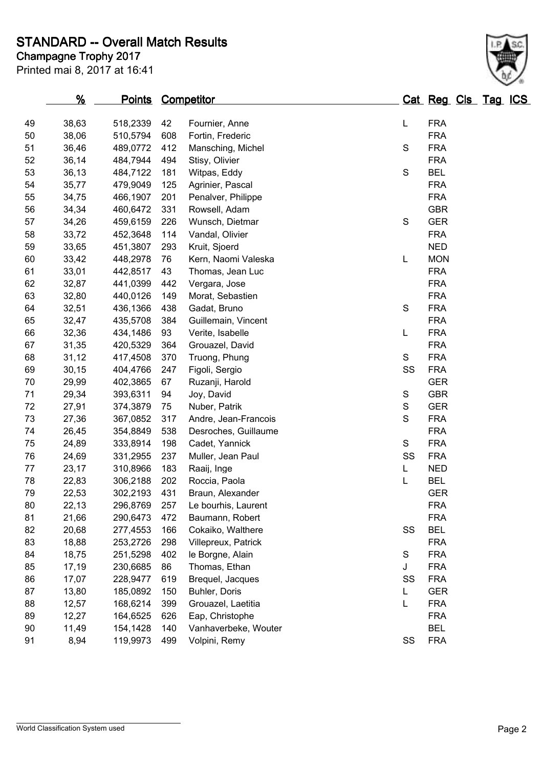# STANDARD -- Overall Match Results

**Champagne Trophy 2017**

Printed mai 8, 2017 at 16:41

| | % | Points | Competitor | | Cat | Reg | Cls | Tag | ICS |
|---|---|---|---|---|---|---|---|---|---|
| 49 | 38,63 | 518,2339 | 42 | Fournier, Anne | L | FRA | | | |
| 50 | 38,06 | 510,5794 | 608 | Fortin, Frederic | | FRA | | | |
| 51 | 36,46 | 489,0772 | 412 | Mansching, Michel | S | FRA | | | |
| 52 | 36,14 | 484,7944 | 494 | Stisy, Olivier | | FRA | | | |
| 53 | 36,13 | 484,7122 | 181 | Witpas, Eddy | S | BEL | | | |
| 54 | 35,77 | 479,9049 | 125 | Agrinier, Pascal | | FRA | | | |
| 55 | 34,75 | 466,1907 | 201 | Penalver, Philippe | | FRA | | | |
| 56 | 34,34 | 460,6472 | 331 | Rowsell, Adam | | GBR | | | |
| 57 | 34,26 | 459,6159 | 226 | Wunsch, Dietmar | S | GER | | | |
| 58 | 33,72 | 452,3648 | 114 | Vandal, Olivier | | FRA | | | |
| 59 | 33,65 | 451,3807 | 293 | Kruit, Sjoerd | | NED | | | |
| 60 | 33,42 | 448,2978 | 76 | Kern, Naomi Valeska | L | MON | | | |
| 61 | 33,01 | 442,8517 | 43 | Thomas, Jean Luc | | FRA | | | |
| 62 | 32,87 | 441,0399 | 442 | Vergara, Jose | | FRA | | | |
| 63 | 32,80 | 440,0126 | 149 | Morat, Sebastien | | FRA | | | |
| 64 | 32,51 | 436,1366 | 438 | Gadat, Bruno | S | FRA | | | |
| 65 | 32,47 | 435,5708 | 384 | Guillemain, Vincent | | FRA | | | |
| 66 | 32,36 | 434,1486 | 93 | Verite, Isabelle | L | FRA | | | |
| 67 | 31,35 | 420,5329 | 364 | Grouazel, David | | FRA | | | |
| 68 | 31,12 | 417,4508 | 370 | Truong, Phung | S | FRA | | | |
| 69 | 30,15 | 404,4766 | 247 | Figoli, Sergio | SS | FRA | | | |
| 70 | 29,99 | 402,3865 | 67 | Ruzanji, Harold | | GER | | | |
| 71 | 29,34 | 393,6311 | 94 | Joy, David | S | GBR | | | |
| 72 | 27,91 | 374,3879 | 75 | Nuber, Patrik | S | GER | | | |
| 73 | 27,36 | 367,0852 | 317 | Andre, Jean-Francois | S | FRA | | | |
| 74 | 26,45 | 354,8849 | 538 | Desroches, Guillaume | | FRA | | | |
| 75 | 24,89 | 333,8914 | 198 | Cadet, Yannick | S | FRA | | | |
| 76 | 24,69 | 331,2955 | 237 | Muller, Jean Paul | SS | FRA | | | |
| 77 | 23,17 | 310,8966 | 183 | Raaij, Inge | L | NED | | | |
| 78 | 22,83 | 306,2188 | 202 | Roccia, Paola | L | BEL | | | |
| 79 | 22,53 | 302,2193 | 431 | Braun, Alexander | | GER | | | |
| 80 | 22,13 | 296,8769 | 257 | Le bourhis, Laurent | | FRA | | | |
| 81 | 21,66 | 290,6473 | 472 | Baumann, Robert | | FRA | | | |
| 82 | 20,68 | 277,4553 | 166 | Cokaiko, Walthere | SS | BEL | | | |
| 83 | 18,88 | 253,2726 | 298 | Villepreux, Patrick | | FRA | | | |
| 84 | 18,75 | 251,5298 | 402 | le Borgne, Alain | S | FRA | | | |
| 85 | 17,19 | 230,6685 | 86 | Thomas, Ethan | J | FRA | | | |
| 86 | 17,07 | 228,9477 | 619 | Brequel, Jacques | SS | FRA | | | |
| 87 | 13,80 | 185,0892 | 150 | Buhler, Doris | L | GER | | | |
| 88 | 12,57 | 168,6214 | 399 | Grouazel, Laetitia | L | FRA | | | |
| 89 | 12,27 | 164,6525 | 626 | Eap, Christophe | | FRA | | | |
| 90 | 11,49 | 154,1428 | 140 | Vanhaverbeke, Wouter | | BEL | | | |
| 91 | 8,94 | 119,9973 | 499 | Volpini, Remy | SS | FRA | | | |

World Classification System used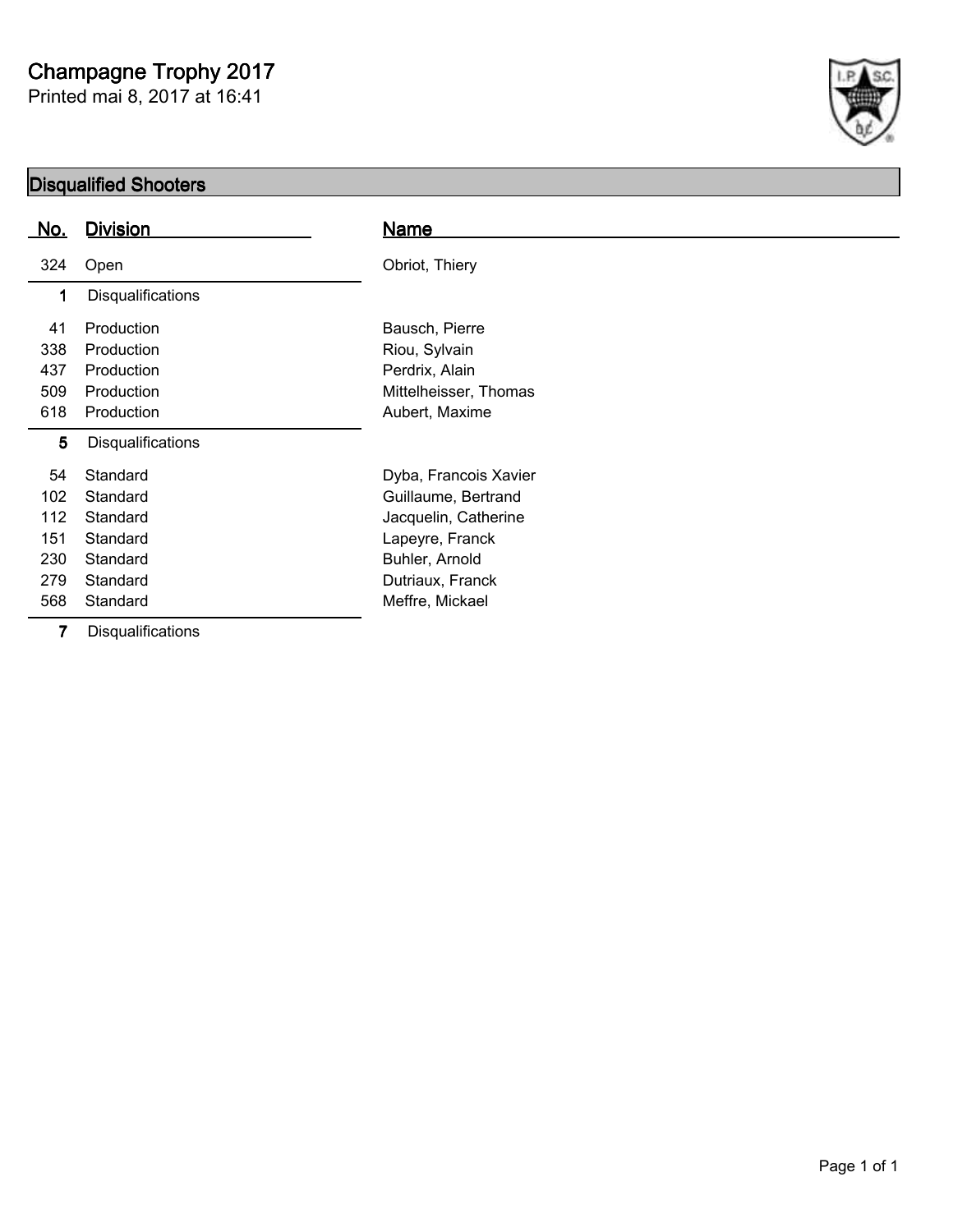# Champagne Trophy 2017

Printed mai 8, 2017 at 16:41

## Disqualified Shooters

| No. | Division | Name |
|---|---|---|
| 324 | Open | Obriot, Thiery |
| **1** | Disqualifications | |
| 41 | Production | Bausch, Pierre |
| 338 | Production | Riou, Sylvain |
| 437 | Production | Perdrix, Alain |
| 509 | Production | Mittelheisser, Thomas |
| 618 | Production | Aubert, Maxime |
| **5** | Disqualifications | |
| 54 | Standard | Dyba, Francois Xavier |
| 102 | Standard | Guillaume, Bertrand |
| 112 | Standard | Jacquelin, Catherine |
| 151 | Standard | Lapeyre, Franck |
| 230 | Standard | Buhler, Arnold |
| 279 | Standard | Dutriaux, Franck |
| 568 | Standard | Meffre, Mickael |
| **7** | Disqualifications | |